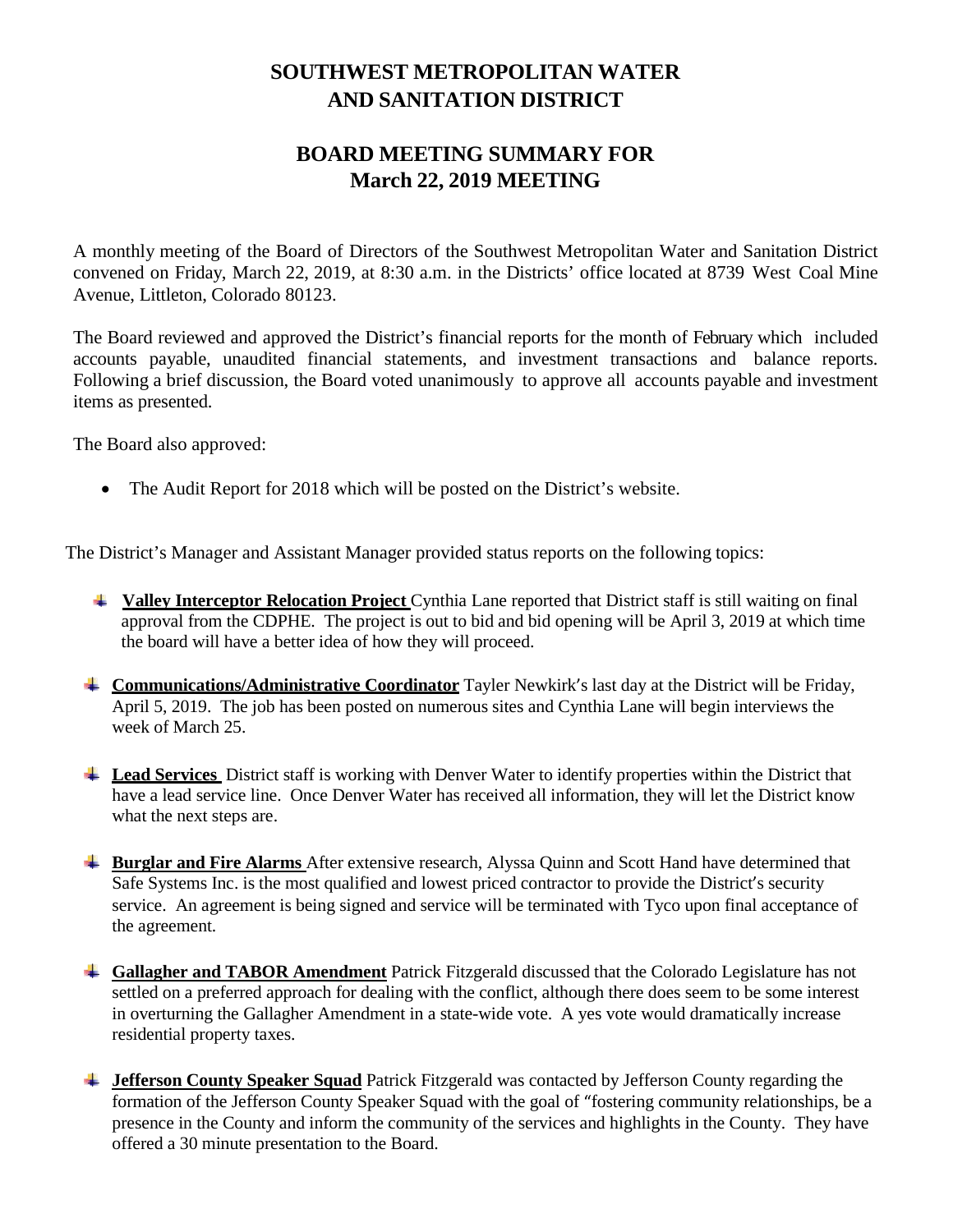# SOUTHWEST METROPOLITAN WATER AND SANITATION DISTRICT

## BOARD MEETING SUMMARY FOR March 22, 2019 MEETING

A monthly meeting of the Board of Directors of the Southwest Metropolitan Water and Sanitation District convened on Friday, March 22, 2019, at 8:30 a.m. in the Districts' office located at 8739 West Coal Mine Avenue, Littleton, Colorado 80123.

The Board reviewed and approved the District's financial reports for the month of February which included accounts payable, unaudited financial statements, and investment transactions and balance reports. Following a brief discussion, the Board voted unanimously to approve all accounts payable and investment items as presented.

The Board also approved:

- The Audit Report for 2018 which will be posted on the District's website.

The District's Manager and Assistant Manager provided status reports on the following topics:

- **Valley Interceptor Relocation Project** Cynthia Lane reported that District staff is still waiting on final approval from the CDPHE. The project is out to bid and bid opening will be April 3, 2019 at which time the board will have a better idea of how they will proceed.

- **Communications/Administrative Coordinator** Tayler Newkirk's last day at the District will be Friday, April 5, 2019. The job has been posted on numerous sites and Cynthia Lane will begin interviews the week of March 25.

- **Lead Services** District staff is working with Denver Water to identify properties within the District that have a lead service line. Once Denver Water has received all information, they will let the District know what the next steps are.

- **Burglar and Fire Alarms** After extensive research, Alyssa Quinn and Scott Hand have determined that Safe Systems Inc. is the most qualified and lowest priced contractor to provide the District's security service. An agreement is being signed and service will be terminated with Tyco upon final acceptance of the agreement.

- **Gallagher and TABOR Amendment** Patrick Fitzgerald discussed that the Colorado Legislature has not settled on a preferred approach for dealing with the conflict, although there does seem to be some interest in overturning the Gallagher Amendment in a state-wide vote. A yes vote would dramatically increase residential property taxes.

- **Jefferson County Speaker Squad** Patrick Fitzgerald was contacted by Jefferson County regarding the formation of the Jefferson County Speaker Squad with the goal of "fostering community relationships, be a presence in the County and inform the community of the services and highlights in the County. They have offered a 30 minute presentation to the Board.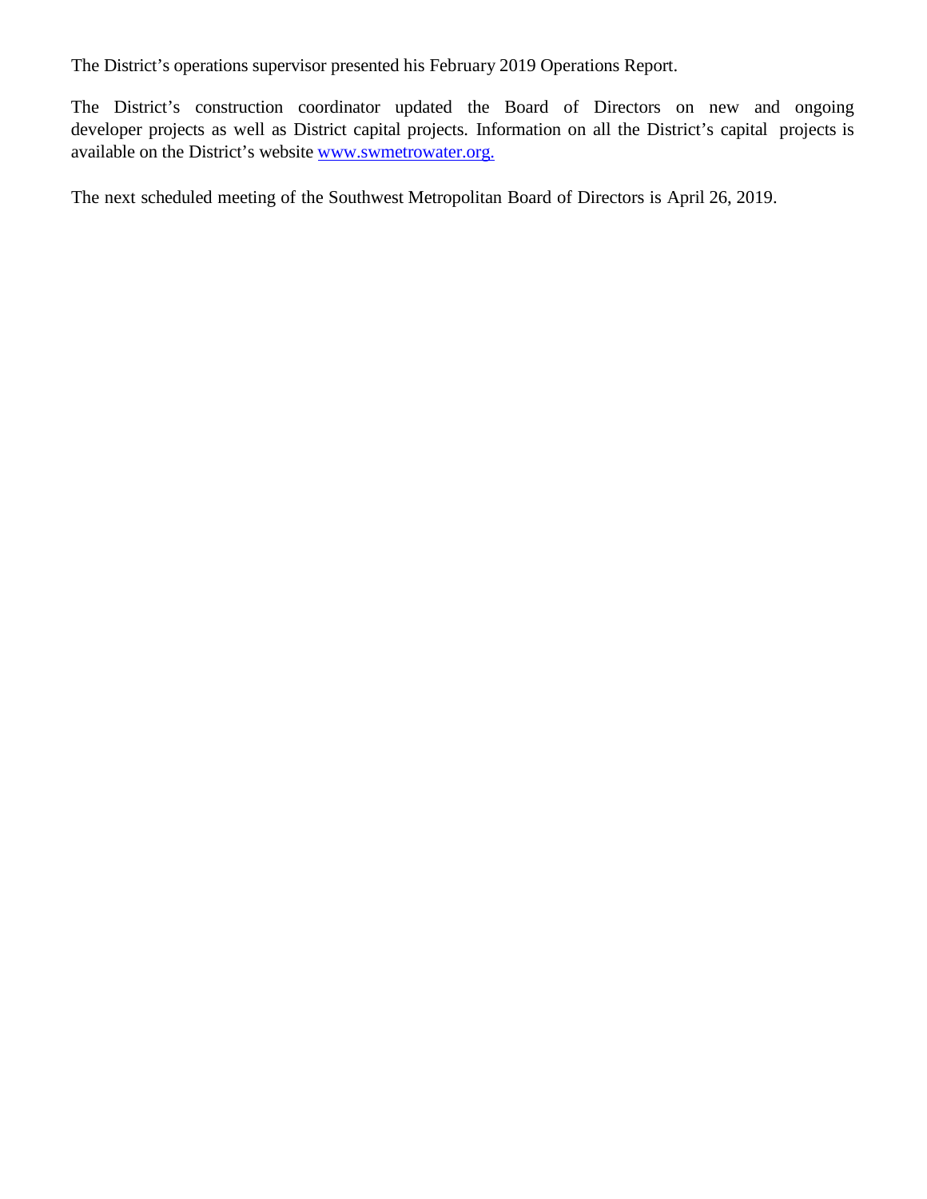The District's operations supervisor presented his February 2019 Operations Report.

The District's construction coordinator updated the Board of Directors on new and ongoing developer projects as well as District capital projects. Information on all the District's capital projects is available on the District's website [www.swmetrowater.org.](http://www.swmetrowater.org)

The next scheduled meeting of the Southwest Metropolitan Board of Directors is April 26, 2019.